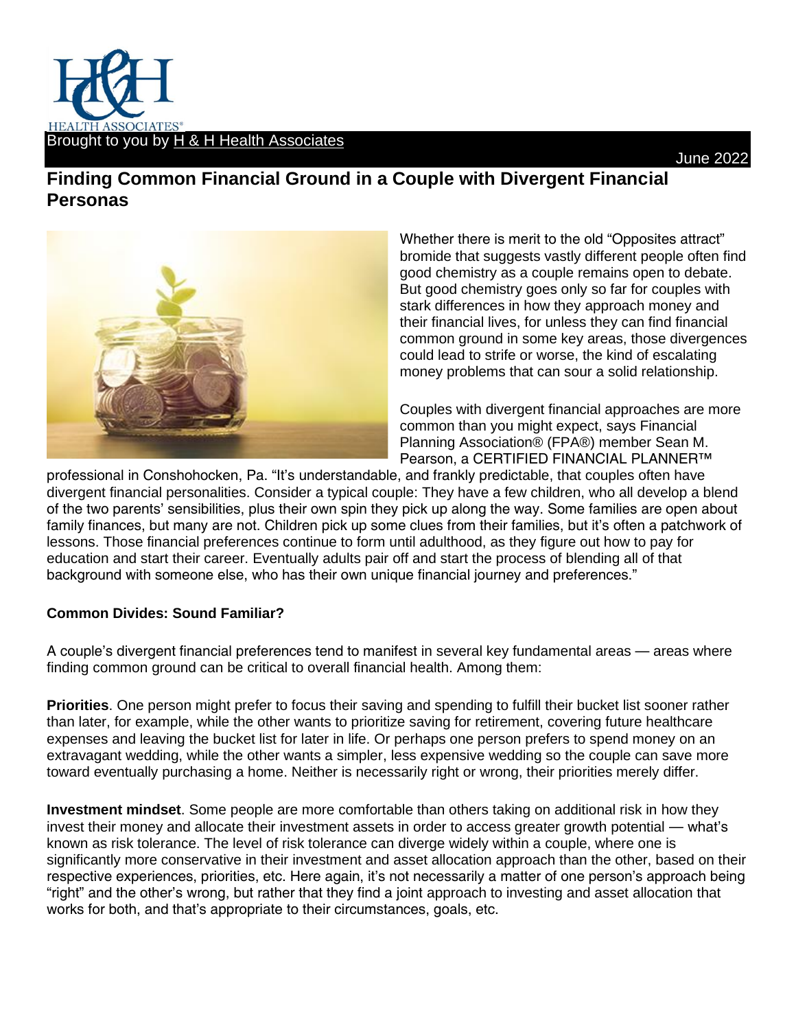Brought to you by H & H Health Associates

June 2022

# Finding Common Financial Ground in a Couple with Divergent Financial Personas

Whether there is merit to the old "Opposites attract" bromide that suggests vastly different people often find good chemistry as a couple remains open to debate. But good chemistry goes only so far for couples with stark differences in how they approach money and their financial lives, for unless they can find financial common ground in some key areas, those divergences could lead to strife or worse, the kind of escalating money problems that can sour a solid relationship.

Couples with divergent financial approaches are more common than you might expect, says Financial Planning Association® (FPA®) member Sean M. Pearson, a CERTIFIED FINANCIAL PLANNER™ professional in Conshohocken, Pa. "It's understandable, and frankly predictable, that couples often have divergent financial personalities. Consider a typical couple: They have a few children, who all develop a blend of the two parents' sensibilities, plus their own spin they pick up along the way. Some families are open about family finances, but many are not. Children pick up some clues from their families, but it's often a patchwork of lessons. Those financial preferences continue to form until adulthood, as they figure out how to pay for education and start their career. Eventually adults pair off and start the process of blending all of that background with someone else, who has their own unique financial journey and preferences."

## Common Divides: Sound Familiar?

A couple's divergent financial preferences tend to manifest in several key fundamental areas — areas where finding common ground can be critical to overall financial health. Among them:

**Priorities**. One person might prefer to focus their saving and spending to fulfill their bucket list sooner rather than later, for example, while the other wants to prioritize saving for retirement, covering future healthcare expenses and leaving the bucket list for later in life. Or perhaps one person prefers to spend money on an extravagant wedding, while the other wants a simpler, less expensive wedding so the couple can save more toward eventually purchasing a home. Neither is necessarily right or wrong, their priorities merely differ.

**Investment mindset**. Some people are more comfortable than others taking on additional risk in how they invest their money and allocate their investment assets in order to access greater growth potential — what's known as risk tolerance. The level of risk tolerance can diverge widely within a couple, where one is significantly more conservative in their investment and asset allocation approach than the other, based on their respective experiences, priorities, etc. Here again, it's not necessarily a matter of one person's approach being "right" and the other's wrong, but rather that they find a joint approach to investing and asset allocation that works for both, and that's appropriate to their circumstances, goals, etc.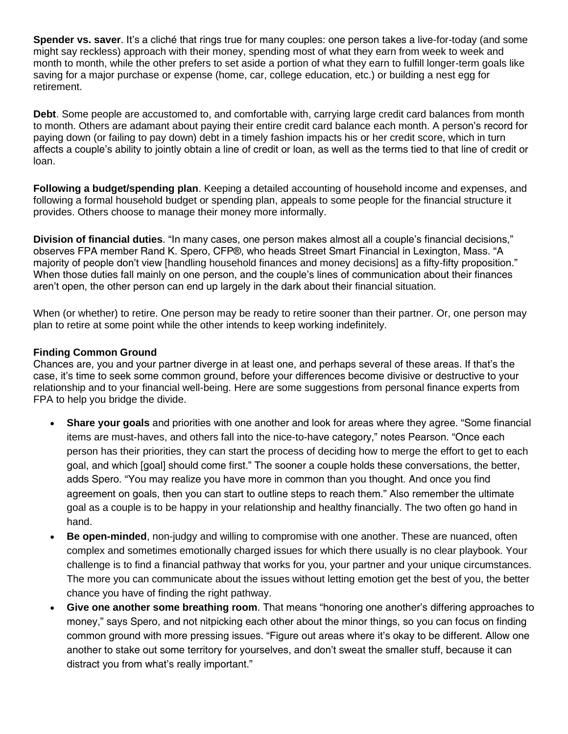**Spender vs. saver**. It's a cliché that rings true for many couples: one person takes a live-for-today (and some might say reckless) approach with their money, spending most of what they earn from week to week and month to month, while the other prefers to set aside a portion of what they earn to fulfill longer-term goals like saving for a major purchase or expense (home, car, college education, etc.) or building a nest egg for retirement.

**Debt**. Some people are accustomed to, and comfortable with, carrying large credit card balances from month to month. Others are adamant about paying their entire credit card balance each month. A person's record for paying down (or failing to pay down) debt in a timely fashion impacts his or her credit score, which in turn affects a couple's ability to jointly obtain a line of credit or loan, as well as the terms tied to that line of credit or loan.

**Following a budget/spending plan**. Keeping a detailed accounting of household income and expenses, and following a formal household budget or spending plan, appeals to some people for the financial structure it provides. Others choose to manage their money more informally.

**Division of financial duties**. "In many cases, one person makes almost all a couple's financial decisions," observes FPA member Rand K. Spero, CFP®, who heads Street Smart Financial in Lexington, Mass. "A majority of people don't view [handling household finances and money decisions] as a fifty-fifty proposition." When those duties fall mainly on one person, and the couple's lines of communication about their finances aren't open, the other person can end up largely in the dark about their financial situation.

When (or whether) to retire. One person may be ready to retire sooner than their partner. Or, one person may plan to retire at some point while the other intends to keep working indefinitely.

**Finding Common Ground**

Chances are, you and your partner diverge in at least one, and perhaps several of these areas. If that's the case, it's time to seek some common ground, before your differences become divisive or destructive to your relationship and to your financial well-being. Here are some suggestions from personal finance experts from FPA to help you bridge the divide.

- **Share your goals** and priorities with one another and look for areas where they agree. "Some financial items are must-haves, and others fall into the nice-to-have category," notes Pearson. "Once each person has their priorities, they can start the process of deciding how to merge the effort to get to each goal, and which [goal] should come first." The sooner a couple holds these conversations, the better, adds Spero. "You may realize you have more in common than you thought. And once you find agreement on goals, then you can start to outline steps to reach them." Also remember the ultimate goal as a couple is to be happy in your relationship and healthy financially. The two often go hand in hand.
- **Be open-minded**, non-judgy and willing to compromise with one another. These are nuanced, often complex and sometimes emotionally charged issues for which there usually is no clear playbook. Your challenge is to find a financial pathway that works for you, your partner and your unique circumstances. The more you can communicate about the issues without letting emotion get the best of you, the better chance you have of finding the right pathway.
- **Give one another some breathing room**. That means "honoring one another's differing approaches to money," says Spero, and not nitpicking each other about the minor things, so you can focus on finding common ground with more pressing issues. "Figure out areas where it's okay to be different. Allow one another to stake out some territory for yourselves, and don't sweat the smaller stuff, because it can distract you from what's really important."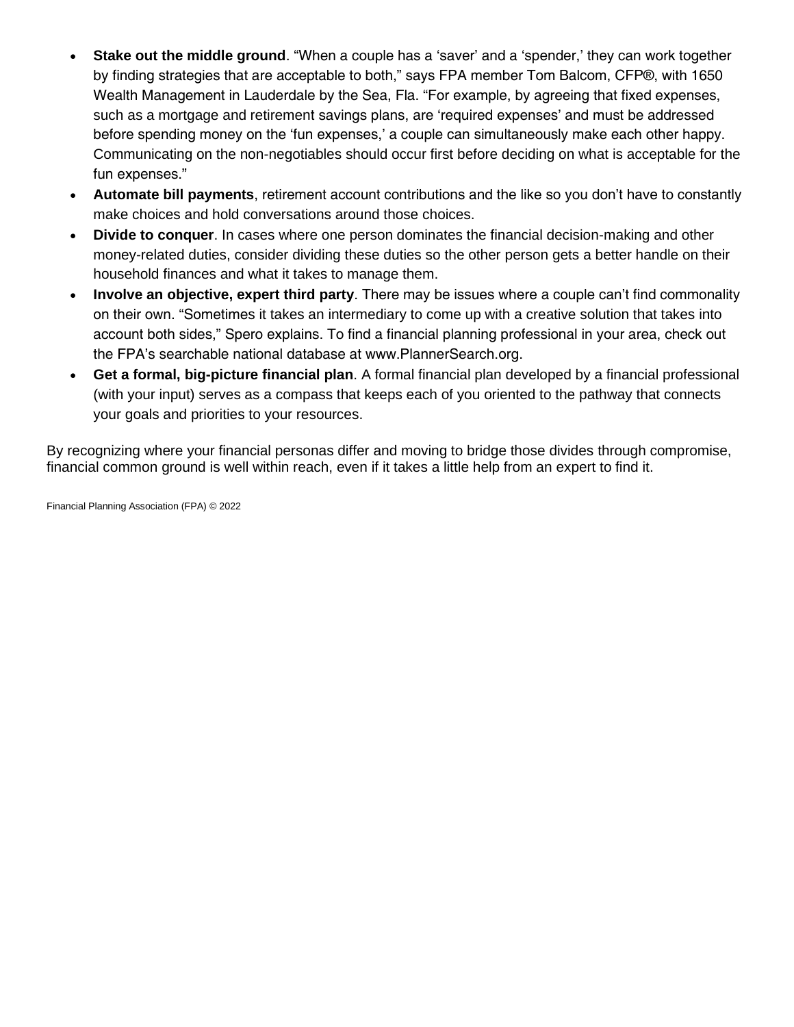- **Stake out the middle ground**. "When a couple has a 'saver' and a 'spender,' they can work together by finding strategies that are acceptable to both," says FPA member Tom Balcom, CFP®, with 1650 Wealth Management in Lauderdale by the Sea, Fla. "For example, by agreeing that fixed expenses, such as a mortgage and retirement savings plans, are 'required expenses' and must be addressed before spending money on the 'fun expenses,' a couple can simultaneously make each other happy. Communicating on the non-negotiables should occur first before deciding on what is acceptable for the fun expenses."
- **Automate bill payments**, retirement account contributions and the like so you don't have to constantly make choices and hold conversations around those choices.
- **Divide to conquer**. In cases where one person dominates the financial decision-making and other money-related duties, consider dividing these duties so the other person gets a better handle on their household finances and what it takes to manage them.
- **Involve an objective, expert third party**. There may be issues where a couple can't find commonality on their own. "Sometimes it takes an intermediary to come up with a creative solution that takes into account both sides," Spero explains. To find a financial planning professional in your area, check out the FPA's searchable national database at www.PlannerSearch.org.
- **Get a formal, big-picture financial plan**. A formal financial plan developed by a financial professional (with your input) serves as a compass that keeps each of you oriented to the pathway that connects your goals and priorities to your resources.

By recognizing where your financial personas differ and moving to bridge those divides through compromise, financial common ground is well within reach, even if it takes a little help from an expert to find it.

Financial Planning Association (FPA) © 2022